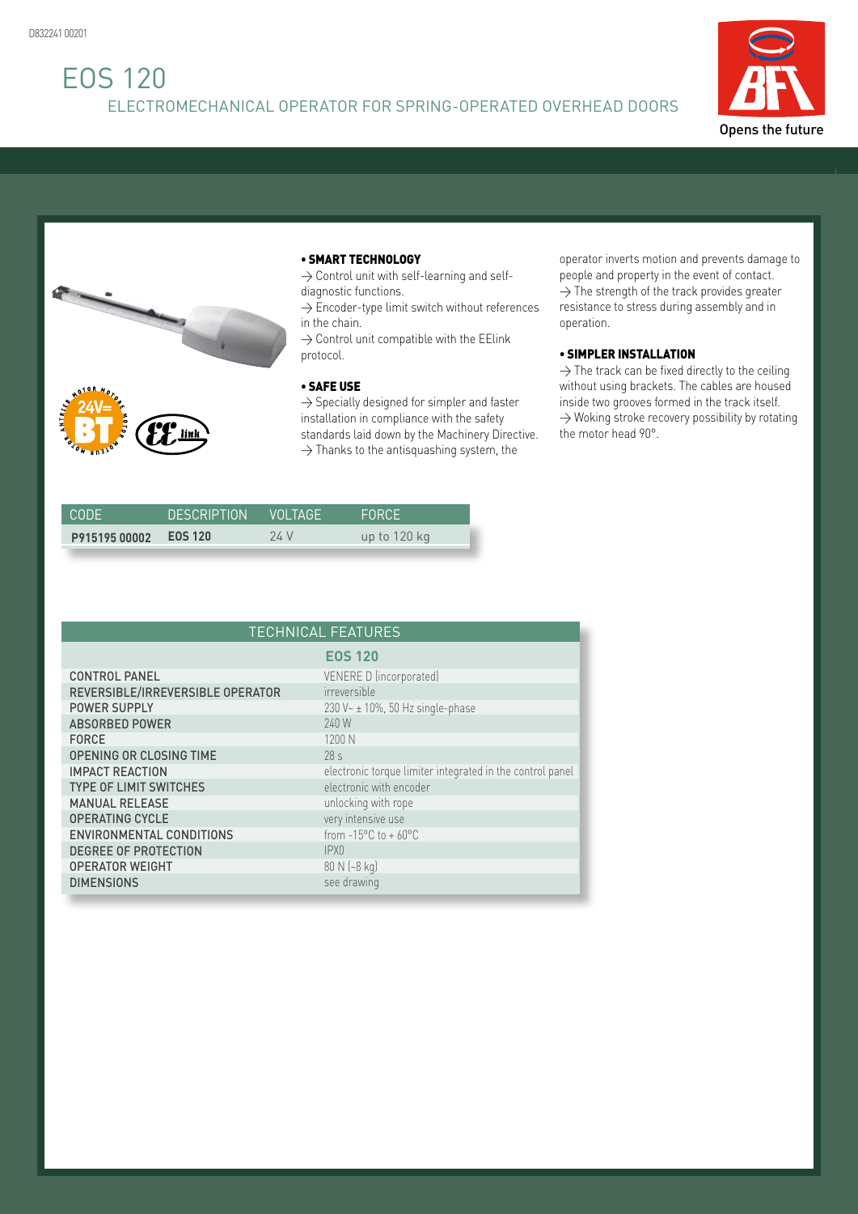D832241 00201

# EOS 120

## ELECTROMECHANICAL OPERATOR FOR SPRING-OPERATED OVERHEAD DOORS

Opens the future

**• SMART TECHNOLOGY**

→ Control unit with self-learning and self-diagnostic functions.
→ Encoder-type limit switch without references in the chain.
→ Control unit compatible with the EElink protocol.

**• SAFE USE**

→ Specially designed for simpler and faster installation in compliance with the safety standards laid down by the Machinery Directive.
→ Thanks to the antisquashing system, the operator inverts motion and prevents damage to people and property in the event of contact.
→ The strength of the track provides greater resistance to stress during assembly and in operation.

**• SIMPLER INSTALLATION**

→ The track can be fixed directly to the ceiling without using brackets. The cables are housed inside two grooves formed in the track itself.
→ Woking stroke recovery possibility by rotating the motor head 90°.

| CODE | DESCRIPTION | VOLTAGE | FORCE |
|---|---|---|---|
| **P915195 00002** | **EOS 120** | 24 V | up to 120 kg |

| TECHNICAL FEATURES | |
|---|---|
| | **EOS 120** |
| CONTROL PANEL | VENERE D (incorporated) |
| REVERSIBLE/IRREVERSIBLE OPERATOR | irreversible |
| POWER SUPPLY | 230 V~ ± 10%, 50 Hz single-phase |
| ABSORBED POWER | 240 W |
| FORCE | 1200 N |
| OPENING OR CLOSING TIME | 28 s |
| IMPACT REACTION | electronic torque limiter integrated in the control panel |
| TYPE OF LIMIT SWITCHES | electronic with encoder |
| MANUAL RELEASE | unlocking with rope |
| OPERATING CYCLE | very intensive use |
| ENVIRONMENTAL CONDITIONS | from -15°C to + 60°C |
| DEGREE OF PROTECTION | IPX0 |
| OPERATOR WEIGHT | 80 N (~8 kg) |
| DIMENSIONS | see drawing |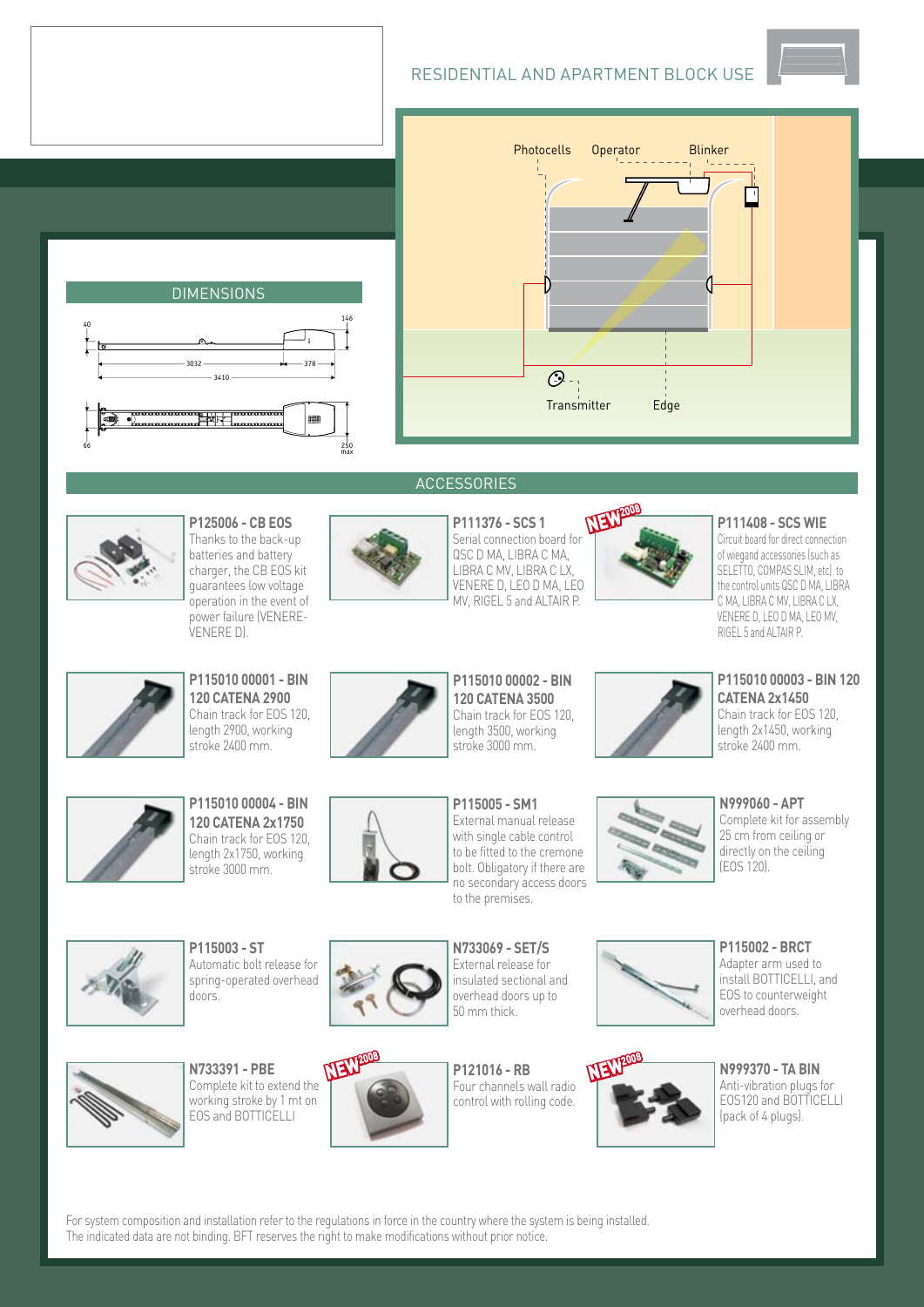## RESIDENTIAL AND APARTMENT BLOCK USE

Photocells
Operator
Blinker
Transmitter
Edge

## DIMENSIONS

40
146
3032
378
3410
66
250
max

## ACCESSORIES

**P125006 - CB EOS**
Thanks to the back-up batteries and battery charger, the CB EOS kit guarantees low voltage operation in the event of power failure (VENERE-VENERE D).

**P111376 - SCS 1**
Serial connection board for QSC D MA, LIBRA C MA, LIBRA C MV, LIBRA C LX, VENERE D, LEO D MA, LEO MV, RIGEL 5 and ALTAIR P.

NEW 2008
**P111408 - SCS WIE**
Circuit board for direct connection of wiegand accessories (such as SELETTO, COMPAS SLIM, etc) to the control units QSC D MA, LIBRA C MA, LIBRA C MV, LIBRA C LX, VENERE D, LEO D MA, LEO MV, RIGEL 5 and ALTAIR P.

**P115010 00001 - BIN 120 CATENA 2900**
Chain track for EOS 120, length 2900, working stroke 2400 mm.

**P115010 00002 - BIN 120 CATENA 3500**
Chain track for EOS 120, length 3500, working stroke 3000 mm.

**P115010 00003 - BIN 120 CATENA 2x1450**
Chain track for EOS 120, length 2x1450, working stroke 2400 mm.

**P115010 00004 - BIN 120 CATENA 2x1750**
Chain track for EOS 120, length 2x1750, working stroke 3000 mm.

**P115005 - SM1**
External manual release with single cable control to be fitted to the cremone bolt. Obligatory if there are no secondary access doors to the premises.

**N999060 - APT**
Complete kit for assembly 25 cm from ceiling or directly on the ceiling (EOS 120).

**P115003 - ST**
Automatic bolt release for spring-operated overhead doors.

**N733069 - SET/S**
External release for insulated sectional and overhead doors up to 50 mm thick.

**P115002 - BRCT**
Adapter arm used to install BOTTICELLI, and EOS to counterweight overhead doors.

**N733391 - PBE**
Complete kit to extend the working stroke by 1 mt on EOS and BOTTICELLI

NEW 2008
**P121016 - RB**
Four channels wall radio control with rolling code.

NEW 2008
**N999370 - TA BIN**
Anti-vibration plugs for EOS120 and BOTTICELLI (pack of 4 plugs).

For system composition and installation refer to the regulations in force in the country where the system is being installed.
The indicated data are not binding. BFT reserves the right to make modifications without prior notice.